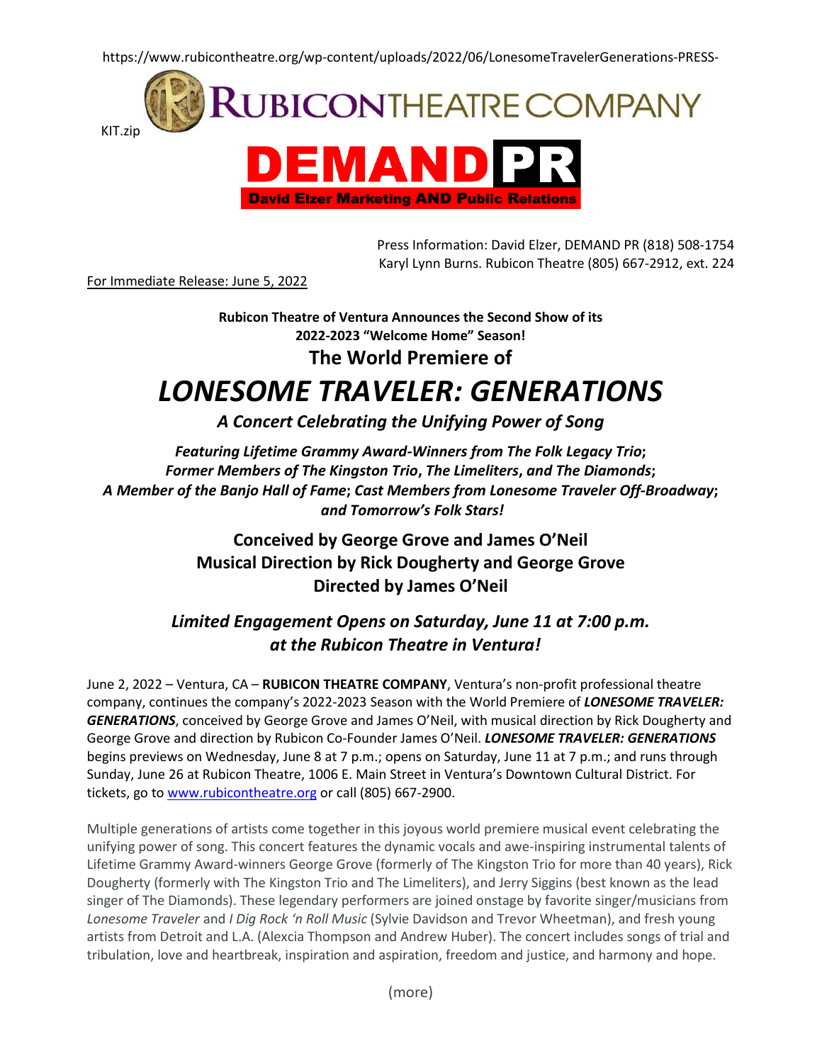https://www.rubicontheatre.org/wp-content/uploads/2022/06/LonesomeTravelerGenerations-PRESS-KIT.zip

RUBICON THEATRE COMPANY

DEMAND PR
David Elzer Marketing AND Public Relations

Press Information: David Elzer, DEMAND PR (818) 508-1754
Karyl Lynn Burns. Rubicon Theatre (805) 667-2912, ext. 224

For Immediate Release: June 5, 2022

**Rubicon Theatre of Ventura Announces the Second Show of its 2022-2023 "Welcome Home" Season!**

## The World Premiere of

# *LONESOME TRAVELER: GENERATIONS*

***A Concert Celebrating the Unifying Power of Song***

***Featuring Lifetime Grammy Award-Winners from The Folk Legacy Trio*; *Former Members of The Kingston Trio*, *The Limeliters*, *and The Diamonds*; *A Member of the Banjo Hall of Fame*; *Cast Members from Lonesome Traveler Off-Broadway*; *and Tomorrow's Folk Stars!***

**Conceived by George Grove and James O'Neil**
**Musical Direction by Rick Dougherty and George Grove**
**Directed by James O'Neil**

***Limited Engagement Opens on Saturday, June 11 at 7:00 p.m. at the Rubicon Theatre in Ventura!***

June 2, 2022 – Ventura, CA – **RUBICON THEATRE COMPANY**, Ventura's non-profit professional theatre company, continues the company's 2022-2023 Season with the World Premiere of ***LONESOME TRAVELER: GENERATIONS***, conceived by George Grove and James O'Neil, with musical direction by Rick Dougherty and George Grove and direction by Rubicon Co-Founder James O'Neil. ***LONESOME TRAVELER: GENERATIONS*** begins previews on Wednesday, June 8 at 7 p.m.; opens on Saturday, June 11 at 7 p.m.; and runs through Sunday, June 26 at Rubicon Theatre, 1006 E. Main Street in Ventura's Downtown Cultural District. For tickets, go to www.rubicontheatre.org or call (805) 667-2900.

Multiple generations of artists come together in this joyous world premiere musical event celebrating the unifying power of song. This concert features the dynamic vocals and awe-inspiring instrumental talents of Lifetime Grammy Award-winners George Grove (formerly of The Kingston Trio for more than 40 years), Rick Dougherty (formerly with The Kingston Trio and The Limeliters), and Jerry Siggins (best known as the lead singer of The Diamonds). These legendary performers are joined onstage by favorite singer/musicians from *Lonesome Traveler* and *I Dig Rock 'n Roll Music* (Sylvie Davidson and Trevor Wheetman), and fresh young artists from Detroit and L.A. (Alexcia Thompson and Andrew Huber). The concert includes songs of trial and tribulation, love and heartbreak, inspiration and aspiration, freedom and justice, and harmony and hope.

(more)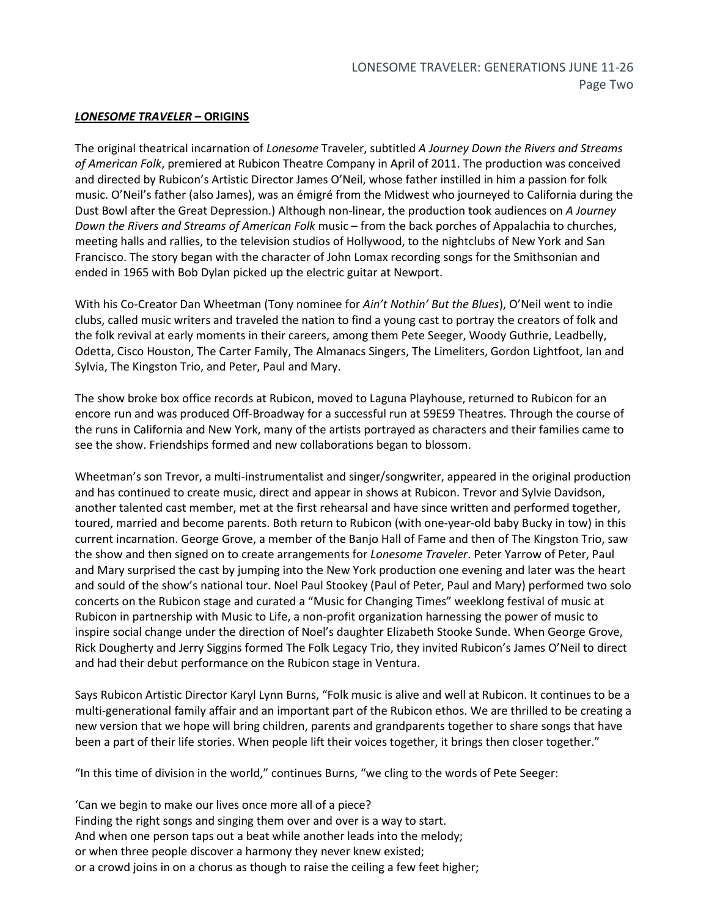## ***LONESOME TRAVELER* – ORIGINS**

The original theatrical incarnation of *Lonesome* Traveler, subtitled *A Journey Down the Rivers and Streams of American Folk*, premiered at Rubicon Theatre Company in April of 2011. The production was conceived and directed by Rubicon's Artistic Director James O'Neil, whose father instilled in him a passion for folk music. O'Neil's father (also James), was an émigré from the Midwest who journeyed to California during the Dust Bowl after the Great Depression.) Although non-linear, the production took audiences on *A Journey Down the Rivers and Streams of American Folk* music – from the back porches of Appalachia to churches, meeting halls and rallies, to the television studios of Hollywood, to the nightclubs of New York and San Francisco. The story began with the character of John Lomax recording songs for the Smithsonian and ended in 1965 with Bob Dylan picked up the electric guitar at Newport.

With his Co-Creator Dan Wheetman (Tony nominee for *Ain't Nothin' But the Blues*), O'Neil went to indie clubs, called music writers and traveled the nation to find a young cast to portray the creators of folk and the folk revival at early moments in their careers, among them Pete Seeger, Woody Guthrie, Leadbelly, Odetta, Cisco Houston, The Carter Family, The Almanacs Singers, The Limeliters, Gordon Lightfoot, Ian and Sylvia, The Kingston Trio, and Peter, Paul and Mary.

The show broke box office records at Rubicon, moved to Laguna Playhouse, returned to Rubicon for an encore run and was produced Off-Broadway for a successful run at 59E59 Theatres. Through the course of the runs in California and New York, many of the artists portrayed as characters and their families came to see the show. Friendships formed and new collaborations began to blossom.

Wheetman's son Trevor, a multi-instrumentalist and singer/songwriter, appeared in the original production and has continued to create music, direct and appear in shows at Rubicon. Trevor and Sylvie Davidson, another talented cast member, met at the first rehearsal and have since written and performed together, toured, married and become parents. Both return to Rubicon (with one-year-old baby Bucky in tow) in this current incarnation. George Grove, a member of the Banjo Hall of Fame and then of The Kingston Trio, saw the show and then signed on to create arrangements for *Lonesome Traveler*. Peter Yarrow of Peter, Paul and Mary surprised the cast by jumping into the New York production one evening and later was the heart and soul of the show's national tour. Noel Paul Stookey (Paul of Peter, Paul and Mary) performed two solo concerts on the Rubicon stage and curated a "Music for Changing Times" weeklong festival of music at Rubicon in partnership with Music to Life, a non-profit organization harnessing the power of music to inspire social change under the direction of Noel's daughter Elizabeth Stooke Sunde. When George Grove, Rick Dougherty and Jerry Siggins formed The Folk Legacy Trio, they invited Rubicon's James O'Neil to direct and had their debut performance on the Rubicon stage in Ventura.

Says Rubicon Artistic Director Karyl Lynn Burns, "Folk music is alive and well at Rubicon. It continues to be a multi-generational family affair and an important part of the Rubicon ethos. We are thrilled to be creating a new version that we hope will bring children, parents and grandparents together to share songs that have been a part of their life stories. When people lift their voices together, it brings then closer together."

"In this time of division in the world," continues Burns, "we cling to the words of Pete Seeger:

'Can we begin to make our lives once more all of a piece?
Finding the right songs and singing them over and over is a way to start.
And when one person taps out a beat while another leads into the melody;
or when three people discover a harmony they never knew existed;
or a crowd joins in on a chorus as though to raise the ceiling a few feet higher;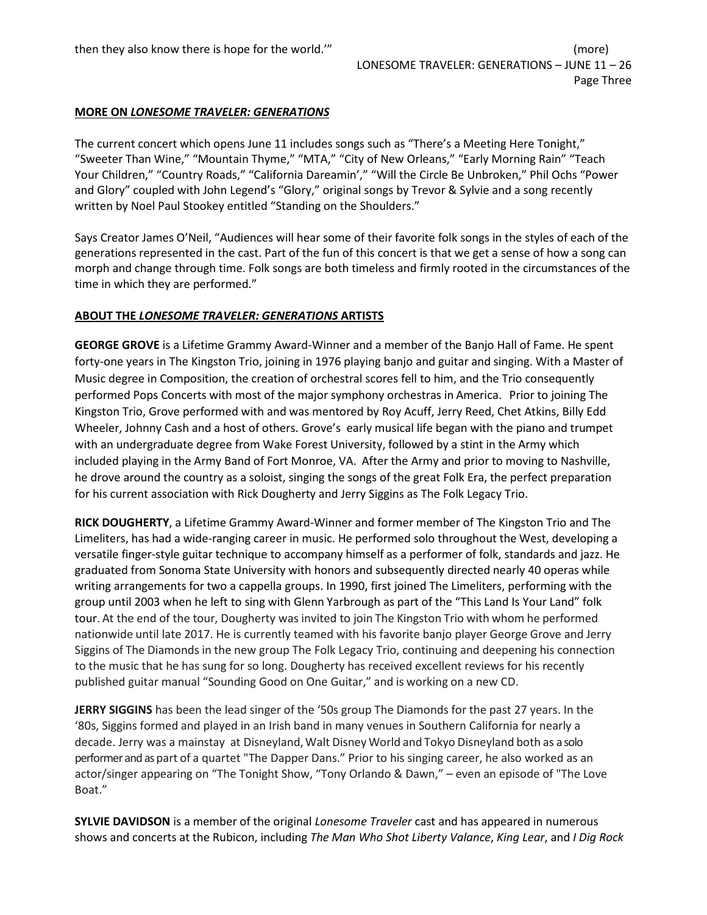then they also know there is hope for the world.'" (more)

## MORE ON *LONESOME TRAVELER: GENERATIONS*

The current concert which opens June 11 includes songs such as "There's a Meeting Here Tonight," "Sweeter Than Wine," "Mountain Thyme," "MTA," "City of New Orleans," "Early Morning Rain" "Teach Your Children," "Country Roads," "California Dareamin'," "Will the Circle Be Unbroken," Phil Ochs "Power and Glory" coupled with John Legend's "Glory," original songs by Trevor & Sylvie and a song recently written by Noel Paul Stookey entitled "Standing on the Shoulders."

Says Creator James O'Neil, "Audiences will hear some of their favorite folk songs in the styles of each of the generations represented in the cast. Part of the fun of this concert is that we get a sense of how a song can morph and change through time. Folk songs are both timeless and firmly rooted in the circumstances of the time in which they are performed."

## ABOUT THE *LONESOME TRAVELER: GENERATIONS* ARTISTS

**GEORGE GROVE** is a Lifetime Grammy Award-Winner and a member of the Banjo Hall of Fame. He spent forty-one years in The Kingston Trio, joining in 1976 playing banjo and guitar and singing. With a Master of Music degree in Composition, the creation of orchestral scores fell to him, and the Trio consequently performed Pops Concerts with most of the major symphony orchestras in America. Prior to joining The Kingston Trio, Grove performed with and was mentored by Roy Acuff, Jerry Reed, Chet Atkins, Billy Edd Wheeler, Johnny Cash and a host of others. Grove's early musical life began with the piano and trumpet with an undergraduate degree from Wake Forest University, followed by a stint in the Army which included playing in the Army Band of Fort Monroe, VA. After the Army and prior to moving to Nashville, he drove around the country as a soloist, singing the songs of the great Folk Era, the perfect preparation for his current association with Rick Dougherty and Jerry Siggins as The Folk Legacy Trio.

**RICK DOUGHERTY**, a Lifetime Grammy Award-Winner and former member of The Kingston Trio and The Limeliters, has had a wide-ranging career in music. He performed solo throughout the West, developing a versatile finger-style guitar technique to accompany himself as a performer of folk, standards and jazz. He graduated from Sonoma State University with honors and subsequently directed nearly 40 operas while writing arrangements for two a cappella groups. In 1990, first joined The Limeliters, performing with the group until 2003 when he left to sing with Glenn Yarbrough as part of the "This Land Is Your Land" folk tour. At the end of the tour, Dougherty was invited to join The Kingston Trio with whom he performed nationwide until late 2017. He is currently teamed with his favorite banjo player George Grove and Jerry Siggins of The Diamonds in the new group The Folk Legacy Trio, continuing and deepening his connection to the music that he has sung for so long. Dougherty has received excellent reviews for his recently published guitar manual "Sounding Good on One Guitar," and is working on a new CD.

**JERRY SIGGINS** has been the lead singer of the '50s group The Diamonds for the past 27 years. In the '80s, Siggins formed and played in an Irish band in many venues in Southern California for nearly a decade. Jerry was a mainstay at Disneyland, Walt Disney World and Tokyo Disneyland both as a solo performer and as part of a quartet "The Dapper Dans." Prior to his singing career, he also worked as an actor/singer appearing on "The Tonight Show, "Tony Orlando & Dawn," – even an episode of "The Love Boat."

**SYLVIE DAVIDSON** is a member of the original *Lonesome Traveler* cast and has appeared in numerous shows and concerts at the Rubicon, including *The Man Who Shot Liberty Valance*, *King Lear*, and *I Dig Rock*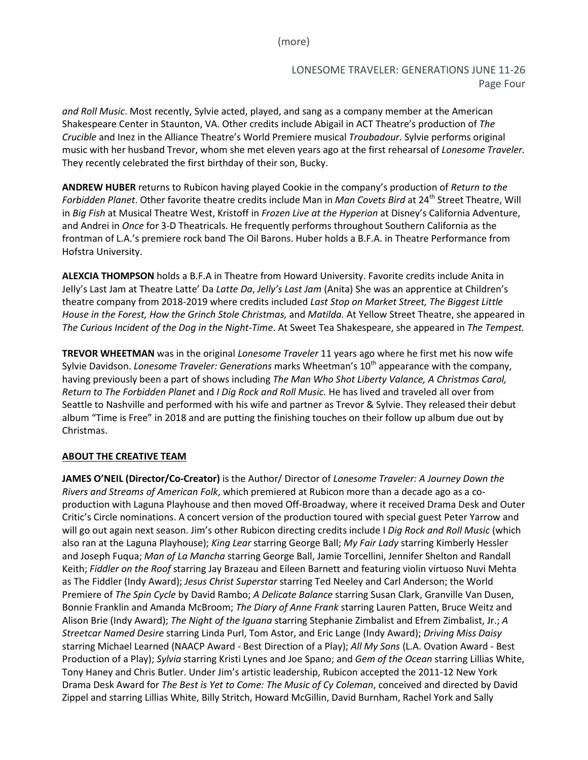*and Roll Music*. Most recently, Sylvie acted, played, and sang as a company member at the American Shakespeare Center in Staunton, VA. Other credits include Abigail in ACT Theatre's production of *The Crucible* and Inez in the Alliance Theatre's World Premiere musical *Troubadour*. Sylvie performs original music with her husband Trevor, whom she met eleven years ago at the first rehearsal of *Lonesome Traveler.* They recently celebrated the first birthday of their son, Bucky.

**ANDREW HUBER** returns to Rubicon having played Cookie in the company's production of *Return to the Forbidden Planet*. Other favorite theatre credits include Man in *Man Covets Bird* at 24th Street Theatre, Will in *Big Fish* at Musical Theatre West, Kristoff in *Frozen Live at the Hyperion* at Disney's California Adventure, and Andrei in *Once* for 3-D Theatricals. He frequently performs throughout Southern California as the frontman of L.A.'s premiere rock band The Oil Barons. Huber holds a B.F.A. in Theatre Performance from Hofstra University.

**ALEXCIA THOMPSON** holds a B.F.A in Theatre from Howard University. Favorite credits include Anita in Jelly's Last Jam at Theatre Latte' Da *Latte Da*, *Jelly's Last Jam* (Anita) She was an apprentice at Children's theatre company from 2018-2019 where credits included *Last Stop on Market Street, The Biggest Little House in the Forest, How the Grinch Stole Christmas,* and *Matilda.* At Yellow Street Theatre, she appeared in *The Curious Incident of the Dog in the Night-Time*. At Sweet Tea Shakespeare, she appeared in *The Tempest.*

**TREVOR WHEETMAN** was in the original *Lonesome Traveler* 11 years ago where he first met his now wife Sylvie Davidson. *Lonesome Traveler: Generations* marks Wheetman's 10th appearance with the company, having previously been a part of shows including *The Man Who Shot Liberty Valance, A Christmas Carol, Return to The Forbidden Planet* and *I Dig Rock and Roll Music.* He has lived and traveled all over from Seattle to Nashville and performed with his wife and partner as Trevor & Sylvie. They released their debut album "Time is Free" in 2018 and are putting the finishing touches on their follow up album due out by Christmas.

## ABOUT THE CREATIVE TEAM

**JAMES O'NEIL (Director/Co-Creator)** is the Author/ Director of *Lonesome Traveler: A Journey Down the Rivers and Streams of American Folk*, which premiered at Rubicon more than a decade ago as a co-production with Laguna Playhouse and then moved Off-Broadway, where it received Drama Desk and Outer Critic's Circle nominations. A concert version of the production toured with special guest Peter Yarrow and will go out again next season. Jim's other Rubicon directing credits include I *Dig Rock and Roll Music* (which also ran at the Laguna Playhouse); *King Lear* starring George Ball; *My Fair Lady* starring Kimberly Hessler and Joseph Fuqua; *Man of La Mancha* starring George Ball, Jamie Torcellini, Jennifer Shelton and Randall Keith; *Fiddler on the Roof* starring Jay Brazeau and Eileen Barnett and featuring violin virtuoso Nuvi Mehta as The Fiddler (Indy Award); *Jesus Christ Superstar* starring Ted Neeley and Carl Anderson; the World Premiere of *The Spin Cycle* by David Rambo; *A Delicate Balance* starring Susan Clark, Granville Van Dusen, Bonnie Franklin and Amanda McBroom; *The Diary of Anne Frank* starring Lauren Patten, Bruce Weitz and Alison Brie (Indy Award); *The Night of the Iguana* starring Stephanie Zimbalist and Efrem Zimbalist, Jr.; *A Streetcar Named Desire* starring Linda Purl, Tom Astor, and Eric Lange (Indy Award); *Driving Miss Daisy* starring Michael Learned (NAACP Award - Best Direction of a Play); *All My Sons* (L.A. Ovation Award - Best Production of a Play); *Sylvia* starring Kristi Lynes and Joe Spano; and *Gem of the Ocean* starring Lillias White, Tony Haney and Chris Butler. Under Jim's artistic leadership, Rubicon accepted the 2011-12 New York Drama Desk Award for *The Best is Yet to Come: The Music of Cy Coleman*, conceived and directed by David Zippel and starring Lillias White, Billy Stritch, Howard McGillin, David Burnham, Rachel York and Sally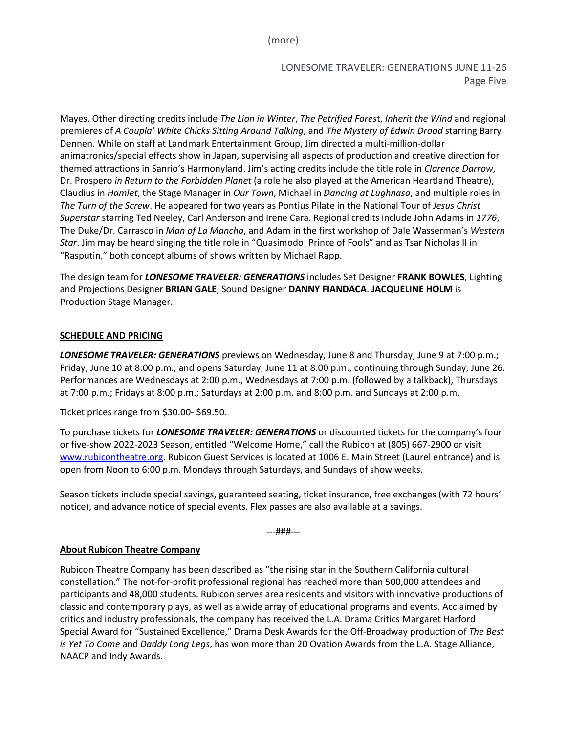Mayes. Other directing credits include *The Lion in Winter*, *The Petrified Forest*, *Inherit the Wind* and regional premieres of *A Coupla' White Chicks Sitting Around Talking*, and *The Mystery of Edwin Drood* starring Barry Dennen. While on staff at Landmark Entertainment Group, Jim directed a multi-million-dollar animatronics/special effects show in Japan, supervising all aspects of production and creative direction for themed attractions in Sanrio's Harmonyland. Jim's acting credits include the title role in *Clarence Darrow*, Dr. Prospero *in Return to the Forbidden Planet* (a role he also played at the American Heartland Theatre), Claudius in *Hamlet*, the Stage Manager in *Our Town*, Michael in *Dancing at Lughnasa*, and multiple roles in *The Turn of the Screw*. He appeared for two years as Pontius Pilate in the National Tour of *Jesus Christ Superstar* starring Ted Neeley, Carl Anderson and Irene Cara. Regional credits include John Adams in *1776*, The Duke/Dr. Carrasco in *Man of La Mancha*, and Adam in the first workshop of Dale Wasserman's *Western Star*. Jim may be heard singing the title role in "Quasimodo: Prince of Fools" and as Tsar Nicholas II in "Rasputin," both concept albums of shows written by Michael Rapp.

The design team for ***LONESOME TRAVELER: GENERATIONS*** includes Set Designer **FRANK BOWLES**, Lighting and Projections Designer **BRIAN GALE**, Sound Designer **DANNY FIANDACA**. **JACQUELINE HOLM** is Production Stage Manager.

## SCHEDULE AND PRICING

***LONESOME TRAVELER: GENERATIONS*** previews on Wednesday, June 8 and Thursday, June 9 at 7:00 p.m.; Friday, June 10 at 8:00 p.m., and opens Saturday, June 11 at 8:00 p.m., continuing through Sunday, June 26. Performances are Wednesdays at 2:00 p.m., Wednesdays at 7:00 p.m. (followed by a talkback), Thursdays at 7:00 p.m.; Fridays at 8:00 p.m.; Saturdays at 2:00 p.m. and 8:00 p.m. and Sundays at 2:00 p.m.

Ticket prices range from $30.00- $69.50.

To purchase tickets for ***LONESOME TRAVELER: GENERATIONS*** or discounted tickets for the company's four or five-show 2022-2023 Season, entitled "Welcome Home," call the Rubicon at (805) 667-2900 or visit [www.rubicontheatre.org](www.rubicontheatre.org). Rubicon Guest Services is located at 1006 E. Main Street (Laurel entrance) and is open from Noon to 6:00 p.m. Mondays through Saturdays, and Sundays of show weeks.

Season tickets include special savings, guaranteed seating, ticket insurance, free exchanges (with 72 hours' notice), and advance notice of special events. Flex passes are also available at a savings.

---###---

## About Rubicon Theatre Company

Rubicon Theatre Company has been described as "the rising star in the Southern California cultural constellation." The not-for-profit professional regional has reached more than 500,000 attendees and participants and 48,000 students. Rubicon serves area residents and visitors with innovative productions of classic and contemporary plays, as well as a wide array of educational programs and events. Acclaimed by critics and industry professionals, the company has received the L.A. Drama Critics Margaret Harford Special Award for "Sustained Excellence," Drama Desk Awards for the Off-Broadway production of *The Best is Yet To Come* and *Daddy Long Legs*, has won more than 20 Ovation Awards from the L.A. Stage Alliance, NAACP and Indy Awards.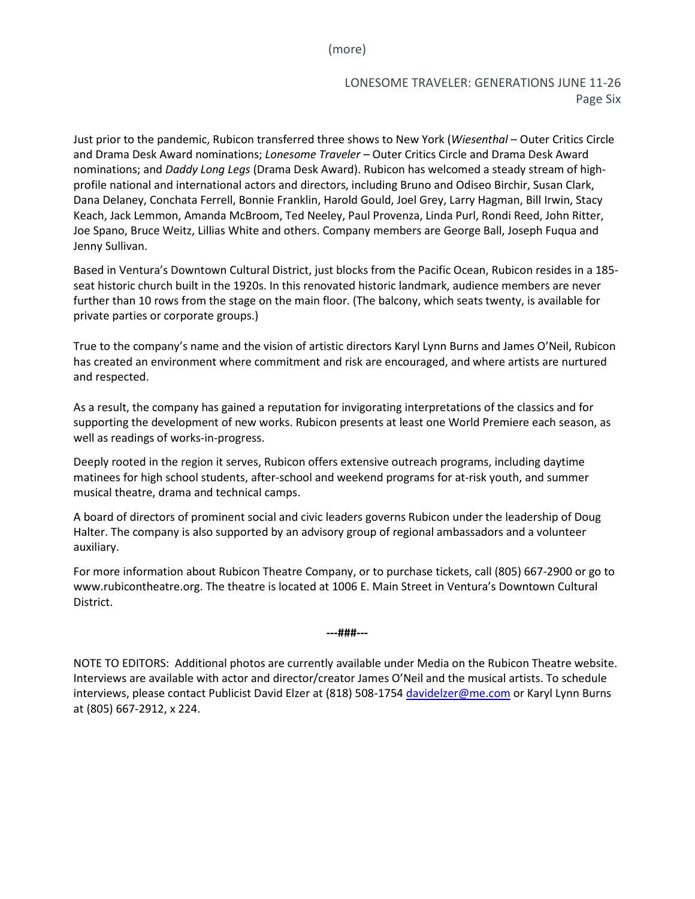Just prior to the pandemic, Rubicon transferred three shows to New York (*Wiesenthal* – Outer Critics Circle and Drama Desk Award nominations; *Lonesome Traveler* – Outer Critics Circle and Drama Desk Award nominations; and *Daddy Long Legs* (Drama Desk Award). Rubicon has welcomed a steady stream of high-profile national and international actors and directors, including Bruno and Odiseo Birchir, Susan Clark, Dana Delaney, Conchata Ferrell, Bonnie Franklin, Harold Gould, Joel Grey, Larry Hagman, Bill Irwin, Stacy Keach, Jack Lemmon, Amanda McBroom, Ted Neeley, Paul Provenza, Linda Purl, Rondi Reed, John Ritter, Joe Spano, Bruce Weitz, Lillias White and others. Company members are George Ball, Joseph Fuqua and Jenny Sullivan.

Based in Ventura's Downtown Cultural District, just blocks from the Pacific Ocean, Rubicon resides in a 185-seat historic church built in the 1920s. In this renovated historic landmark, audience members are never further than 10 rows from the stage on the main floor. (The balcony, which seats twenty, is available for private parties or corporate groups.)

True to the company's name and the vision of artistic directors Karyl Lynn Burns and James O'Neil, Rubicon has created an environment where commitment and risk are encouraged, and where artists are nurtured and respected.

As a result, the company has gained a reputation for invigorating interpretations of the classics and for supporting the development of new works. Rubicon presents at least one World Premiere each season, as well as readings of works-in-progress.

Deeply rooted in the region it serves, Rubicon offers extensive outreach programs, including daytime matinees for high school students, after-school and weekend programs for at-risk youth, and summer musical theatre, drama and technical camps.

A board of directors of prominent social and civic leaders governs Rubicon under the leadership of Doug Halter. The company is also supported by an advisory group of regional ambassadors and a volunteer auxiliary.

For more information about Rubicon Theatre Company, or to purchase tickets, call (805) 667-2900 or go to www.rubicontheatre.org. The theatre is located at 1006 E. Main Street in Ventura's Downtown Cultural District.

**---###---**

NOTE TO EDITORS: Additional photos are currently available under Media on the Rubicon Theatre website. Interviews are available with actor and director/creator James O'Neil and the musical artists. To schedule interviews, please contact Publicist David Elzer at (818) 508-1754 davidelzer@me.com or Karyl Lynn Burns at (805) 667-2912, x 224.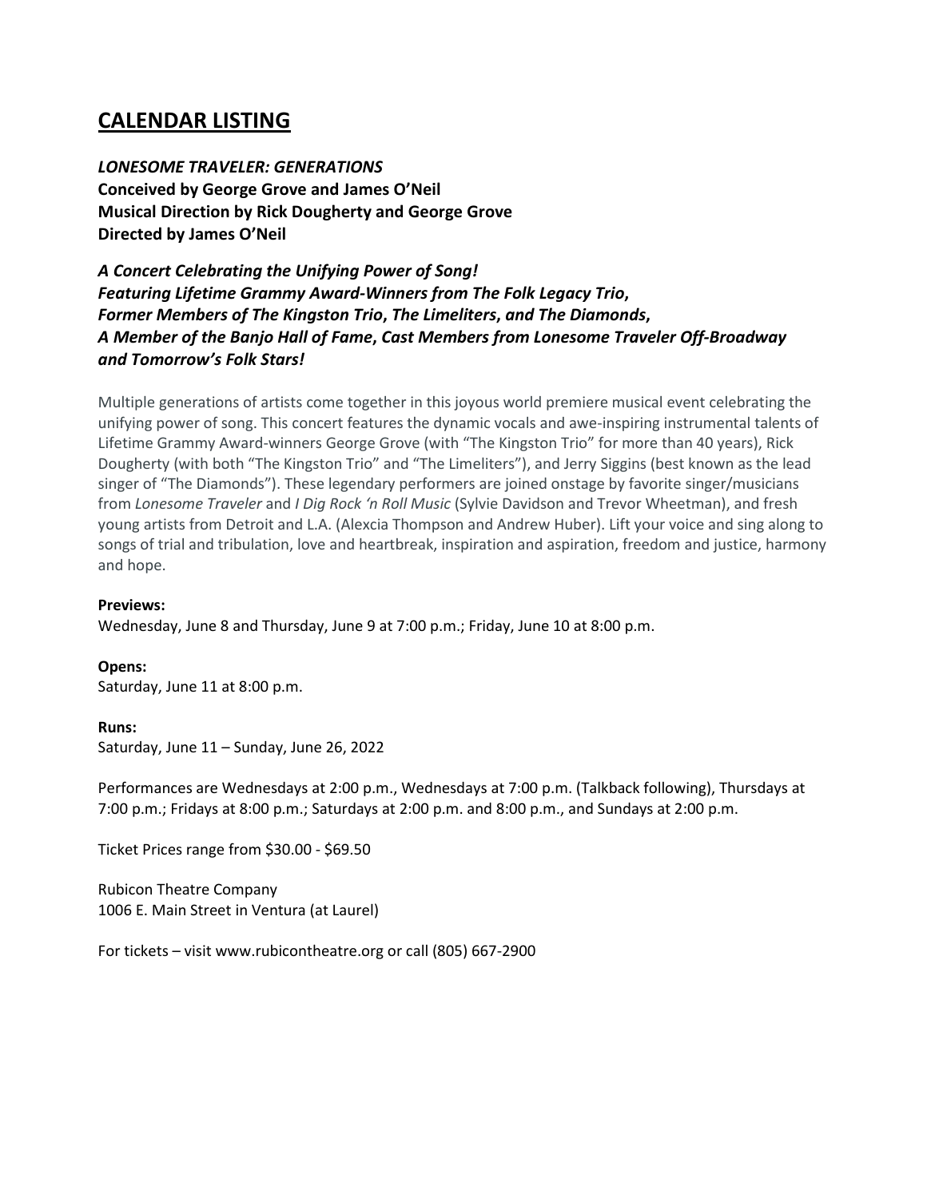## CALENDAR LISTING

***LONESOME TRAVELER: GENERATIONS***
**Conceived by George Grove and James O'Neil**
**Musical Direction by Rick Dougherty and George Grove**
**Directed by James O'Neil**

***A Concert Celebrating the Unifying Power of Song!***
***Featuring Lifetime Grammy Award-Winners from The Folk Legacy Trio,***
***Former Members of The Kingston Trio, The Limeliters, and The Diamonds,***
***A Member of the Banjo Hall of Fame, Cast Members from Lonesome Traveler Off-Broadway and Tomorrow's Folk Stars!***

Multiple generations of artists come together in this joyous world premiere musical event celebrating the unifying power of song. This concert features the dynamic vocals and awe-inspiring instrumental talents of Lifetime Grammy Award-winners George Grove (with "The Kingston Trio" for more than 40 years), Rick Dougherty (with both "The Kingston Trio" and "The Limeliters"), and Jerry Siggins (best known as the lead singer of "The Diamonds"). These legendary performers are joined onstage by favorite singer/musicians from *Lonesome Traveler* and *I Dig Rock 'n Roll Music* (Sylvie Davidson and Trevor Wheetman), and fresh young artists from Detroit and L.A. (Alexcia Thompson and Andrew Huber). Lift your voice and sing along to songs of trial and tribulation, love and heartbreak, inspiration and aspiration, freedom and justice, harmony and hope.

**Previews:**
Wednesday, June 8 and Thursday, June 9 at 7:00 p.m.; Friday, June 10 at 8:00 p.m.

**Opens:**
Saturday, June 11 at 8:00 p.m.

**Runs:**
Saturday, June 11 – Sunday, June 26, 2022

Performances are Wednesdays at 2:00 p.m., Wednesdays at 7:00 p.m. (Talkback following), Thursdays at 7:00 p.m.; Fridays at 8:00 p.m.; Saturdays at 2:00 p.m. and 8:00 p.m., and Sundays at 2:00 p.m.

Ticket Prices range from $30.00 - $69.50

Rubicon Theatre Company
1006 E. Main Street in Ventura (at Laurel)

For tickets – visit www.rubicontheatre.org or call (805) 667-2900